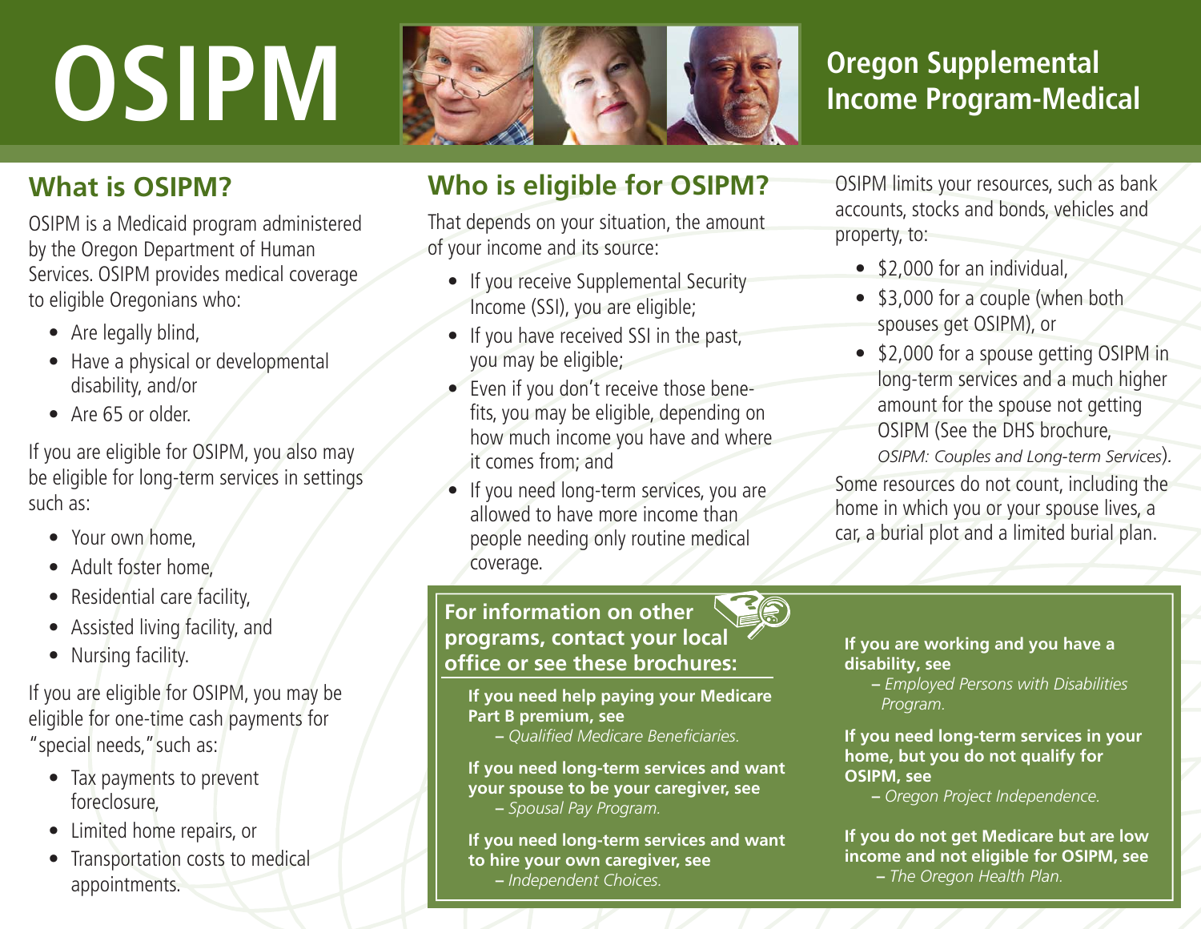# OSIPM

## Oregon Supplemental Income Program-Medical

### What is OSIPM?

OSIPM is a Medicaid program administered by the Oregon Department of Human Services. OSIPM provides medical coverage to eligible Oregonians who:

- Are legally blind,
- Have a physical or developmental disability, and/or
- Are 65 or older.

If you are eligible for OSIPM, you also may be eligible for long-term services in settings such as:

- Your own home,
- Adult foster home,
- Residential care facility,
- Assisted living facility, and
- Nursing facility.

If you are eligible for OSIPM, you may be eligible for one-time cash payments for "special needs," such as:

- Tax payments to prevent foreclosure,
- Limited home repairs, or
- Transportation costs to medical appointments.

### Who is eligible for OSIPM?

That depends on your situation, the amount of your income and its source:

- If you receive Supplemental Security Income (SSI), you are eligible;
- If you have received SSI in the past, you may be eligible;
- Even if you don't receive those benefits, you may be eligible, depending on how much income you have and where it comes from; and
- If you need long-term services, you are allowed to have more income than people needing only routine medical coverage.

OSIPM limits your resources, such as bank accounts, stocks and bonds, vehicles and property, to:

- $2,000 for an individual,
- $3,000 for a couple (when both spouses get OSIPM), or
- $2,000 for a spouse getting OSIPM in long-term services and a much higher amount for the spouse not getting OSIPM (See the DHS brochure, *OSIPM: Couples and Long-term Services*).

Some resources do not count, including the home in which you or your spouse lives, a car, a burial plot and a limited burial plan.

### For information on other programs, contact your local office or see these brochures:

**If you need help paying your Medicare Part B premium, see**
– *Qualified Medicare Beneficiaries.*

**If you need long-term services and want your spouse to be your caregiver, see**
– *Spousal Pay Program.*

**If you need long-term services and want to hire your own caregiver, see**
– *Independent Choices.*

**If you are working and you have a disability, see**
– *Employed Persons with Disabilities Program.*

**If you need long-term services in your home, but you do not qualify for OSIPM, see**
– *Oregon Project Independence.*

**If you do not get Medicare but are low income and not eligible for OSIPM, see**
– *The Oregon Health Plan.*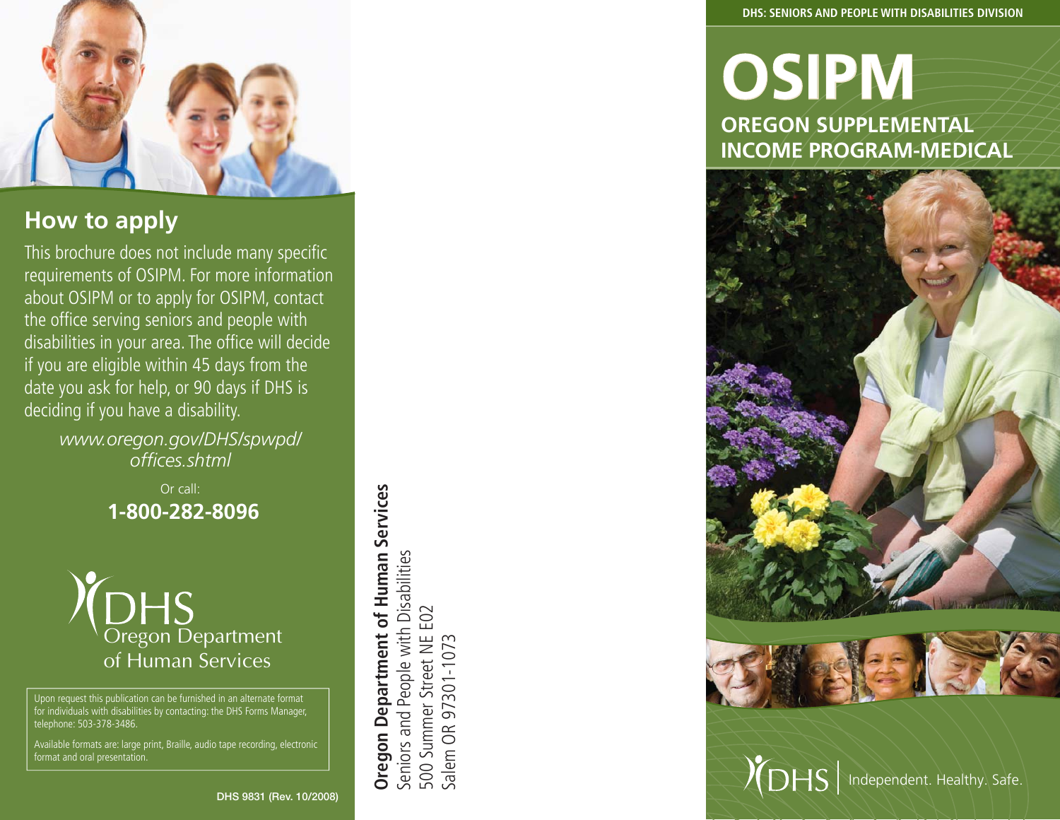## How to apply

This brochure does not include many specific requirements of OSIPM. For more information about OSIPM or to apply for OSIPM, contact the office serving seniors and people with disabilities in your area. The office will decide if you are eligible within 45 days from the date you ask for help, or 90 days if DHS is deciding if you have a disability.

*www.oregon.gov/DHS/spwpd/offices.shtml*

Or call:

**1-800-282-8096**

DHS
Oregon Department of Human Services

Upon request this publication can be furnished in an alternate format for individuals with disabilities by contacting: the DHS Forms Manager, telephone: 503-378-3486.

Available formats are: large print, Braille, audio tape recording, electronic format and oral presentation.

DHS 9831 (Rev. 10/2008)

**Oregon Department of Human Services**
Seniors and People with Disabilities
500 Summer Street NE E02
Salem OR 97301-1073

DHS: SENIORS AND PEOPLE WITH DISABILITIES DIVISION

# OSIPM

## OREGON SUPPLEMENTAL INCOME PROGRAM-MEDICAL

DHS | Independent. Healthy. Safe.